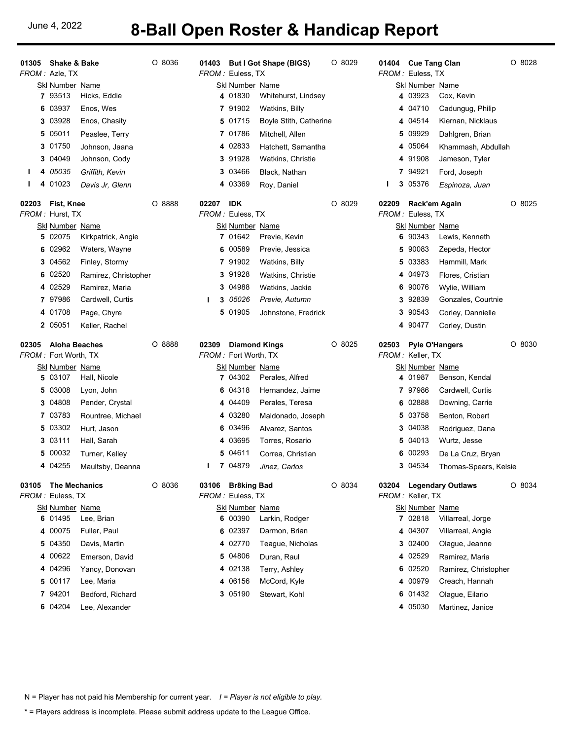June 4, 2022

# 8-Ball Open Roster & Handicap Report

### 01305 Shake & Bake — O 8036
*FROM :* Azle, TX

| | Skl | Number | Name |
|---|---|---|---|
| | 7 | 93513 | Hicks, Eddie |
| | 6 | 03937 | Enos, Wes |
| | 3 | 03928 | Enos, Chasity |
| | 5 | 05011 | Peaslee, Terry |
| | 3 | 01750 | Johnson, Jaana |
| | 3 | 04049 | Johnson, Cody |
| I | 4 | *05035* | *Griffith, Kevin* |
| I | 4 | 01023 | *Davis Jr, Glenn* |

### 01403 But I Got Shape (BIGS) — O 8029
*FROM :* Euless, TX

| | Skl | Number | Name |
|---|---|---|---|
| | 4 | 01830 | Whitehurst, Lindsey |
| | 7 | 91902 | Watkins, Billy |
| | 5 | 01715 | Boyle Stith, Catherine |
| | 7 | 01786 | Mitchell, Allen |
| | 4 | 02833 | Hatchett, Samantha |
| | 3 | 91928 | Watkins, Christie |
| | 3 | 03466 | Black, Nathan |
| | 4 | 03369 | Roy, Daniel |

### 01404 Cue Tang Clan — O 8028
*FROM :* Euless, TX

| | Skl | Number | Name |
|---|---|---|---|
| | 4 | 03923 | Cox, Kevin |
| | 4 | 04710 | Cadungug, Philip |
| | 4 | 04514 | Kiernan, Nicklaus |
| | 5 | 09929 | Dahlgren, Brian |
| | 4 | 05064 | Khammash, Abdullah |
| | 4 | 91908 | Jameson, Tyler |
| | 7 | 94921 | Ford, Joseph |
| I | 3 | 05376 | *Espinoza, Juan* |

### 02203 Fist, Knee — O 8888
*FROM :* Hurst, TX

| | Skl | Number | Name |
|---|---|---|---|
| | 5 | 02075 | Kirkpatrick, Angie |
| | 6 | 02962 | Waters, Wayne |
| | 3 | 04562 | Finley, Stormy |
| | 6 | 02520 | Ramirez, Christopher |
| | 4 | 02529 | Ramirez, Maria |
| | 7 | 97986 | Cardwell, Curtis |
| | 4 | 01708 | Page, Chyre |
| | 2 | 05051 | Keller, Rachel |

### 02207 IDK — O 8029
*FROM :* Euless, TX

| | Skl | Number | Name |
|---|---|---|---|
| | 7 | 01642 | Previe, Kevin |
| | 6 | 00589 | Previe, Jessica |
| | 7 | 91902 | Watkins, Billy |
| | 3 | 91928 | Watkins, Christie |
| | 3 | 04988 | Watkins, Jackie |
| I | 3 | *05026* | *Previe, Autumn* |
| | 5 | 01905 | Johnstone, Fredrick |

### 02209 Rack'em Again — O 8025
*FROM :* Euless, TX

| | Skl | Number | Name |
|---|---|---|---|
| | 6 | 90343 | Lewis, Kenneth |
| | 5 | 90083 | Zepeda, Hector |
| | 5 | 03383 | Hammill, Mark |
| | 4 | 04973 | Flores, Cristian |
| | 6 | 90076 | Wylie, William |
| | 3 | 92839 | Gonzales, Courtnie |
| | 3 | 90543 | Corley, Dannielle |
| | 4 | 90477 | Corley, Dustin |

### 02305 Aloha Beaches — O 8888
*FROM :* Fort Worth, TX

| | Skl | Number | Name |
|---|---|---|---|
| | 5 | 03107 | Hall, Nicole |
| | 5 | 03008 | Lyon, John |
| | 3 | 04808 | Pender, Crystal |
| | 7 | 03783 | Rountree, Michael |
| | 5 | 03302 | Hurt, Jason |
| | 3 | 03111 | Hall, Sarah |
| | 5 | 00032 | Turner, Kelley |
| | 4 | 04255 | Maultsby, Deanna |

### 02309 Diamond Kings — O 8025
*FROM :* Fort Worth, TX

| | Skl | Number | Name |
|---|---|---|---|
| | 7 | 04302 | Perales, Alfred |
| | 6 | 04318 | Hernandez, Jaime |
| | 4 | 04409 | Perales, Teresa |
| | 4 | 03280 | Maldonado, Joseph |
| | 6 | 03496 | Alvarez, Santos |
| | 4 | 03695 | Torres, Rosario |
| | 5 | 04611 | Correa, Christian |
| I | 7 | 04879 | *Jinez, Carlos* |

### 02503 Pyle O'Hangers — O 8030
*FROM :* Keller, TX

| | Skl | Number | Name |
|---|---|---|---|
| | 4 | 01987 | Benson, Kendal |
| | 7 | 97986 | Cardwell, Curtis |
| | 6 | 02888 | Downing, Carrie |
| | 5 | 03758 | Benton, Robert |
| | 3 | 04038 | Rodriguez, Dana |
| | 5 | 04013 | Wurtz, Jesse |
| | 6 | 00293 | De La Cruz, Bryan |
| | 3 | 04534 | Thomas-Spears, Kelsie |

### 03105 The Mechanics — O 8036
*FROM :* Euless, TX

| | Skl | Number | Name |
|---|---|---|---|
| | 6 | 01495 | Lee, Brian |
| | 4 | 00075 | Fuller, Paul |
| | 5 | 04350 | Davis, Martin |
| | 4 | 00622 | Emerson, David |
| | 4 | 04296 | Yancy, Donovan |
| | 5 | 00117 | Lee, Maria |
| | 7 | 94201 | Bedford, Richard |
| | 6 | 04204 | Lee, Alexander |

### 03106 Br8king Bad — O 8034
*FROM :* Euless, TX

| | Skl | Number | Name |
|---|---|---|---|
| | 6 | 00390 | Larkin, Rodger |
| | 6 | 02397 | Darmon, Brian |
| | 4 | 02770 | Teague, Nicholas |
| | 5 | 04806 | Duran, Raul |
| | 4 | 02138 | Terry, Ashley |
| | 4 | 06156 | McCord, Kyle |
| | 3 | 05190 | Stewart, Kohl |

### 03204 Legendary Outlaws — O 8034
*FROM :* Keller, TX

| | Skl | Number | Name |
|---|---|---|---|
| | 7 | 02818 | Villarreal, Jorge |
| | 4 | 04307 | Villarreal, Angie |
| | 3 | 02400 | Olague, Jeanne |
| | 4 | 02529 | Ramirez, Maria |
| | 6 | 02520 | Ramirez, Christopher |
| | 4 | 00979 | Creach, Hannah |
| | 6 | 01432 | Olague, Eilario |
| | 4 | 05030 | Martinez, Janice |

N = Player has not paid his Membership for current year. *I = Player is not eligible to play.*

* = Players address is incomplete. Please submit address update to the League Office.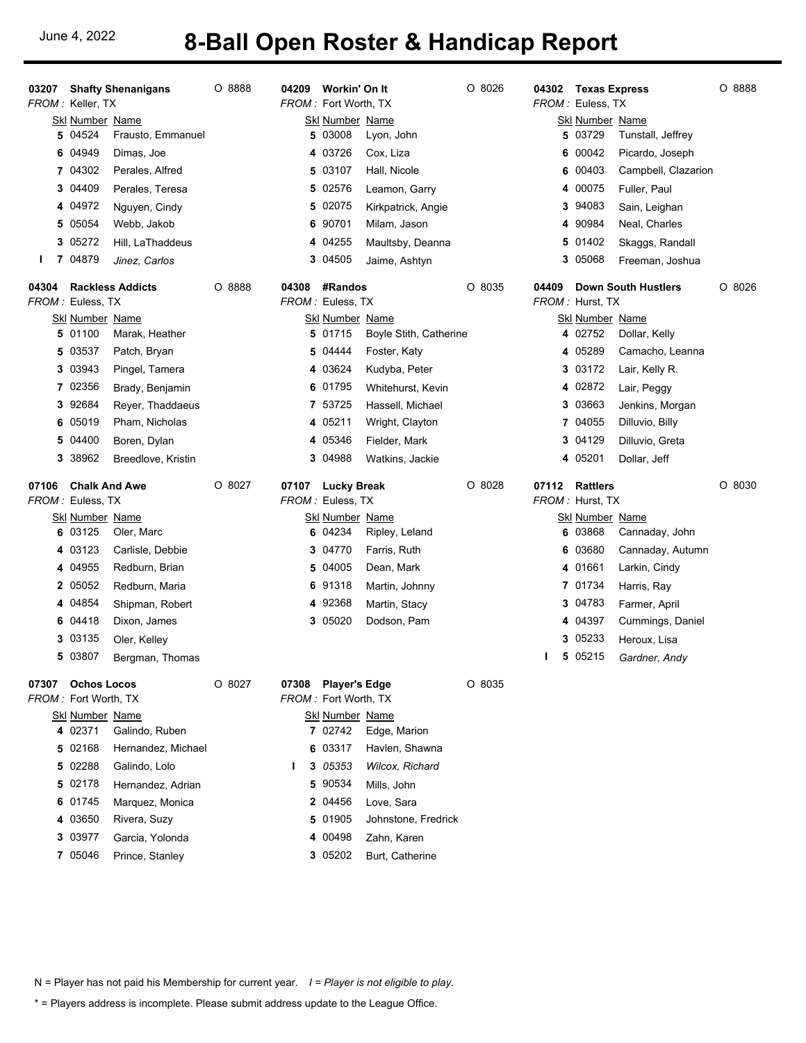June 4, 2022

# 8-Ball Open Roster & Handicap Report

## 03207 Shafty Shenanigans — O 8888

*FROM :* Keller, TX

| | Skl | Number | Name |
|---|---|---|---|
| | 5 | 04524 | Frausto, Emmanuel |
| | 6 | 04949 | Dimas, Joe |
| | 7 | 04302 | Perales, Alfred |
| | 3 | 04409 | Perales, Teresa |
| | 4 | 04972 | Nguyen, Cindy |
| | 5 | 05054 | Webb, Jakob |
| | 3 | 05272 | Hill, LaThaddeus |
| I | 7 | 04879 | *Jinez, Carlos* |

## 04209 Workin' On It — O 8026

*FROM :* Fort Worth, TX

| Skl | Number | Name |
|---|---|---|
| 5 | 03008 | Lyon, John |
| 4 | 03726 | Cox, Liza |
| 5 | 03107 | Hall, Nicole |
| 5 | 02576 | Leamon, Garry |
| 5 | 02075 | Kirkpatrick, Angie |
| 6 | 90701 | Milam, Jason |
| 4 | 04255 | Maultsby, Deanna |
| 3 | 04505 | Jaime, Ashtyn |

## 04302 Texas Express — O 8888

*FROM :* Euless, TX

| Skl | Number | Name |
|---|---|---|
| 5 | 03729 | Tunstall, Jeffrey |
| 6 | 00042 | Picardo, Joseph |
| 6 | 00403 | Campbell, Clazarion |
| 4 | 00075 | Fuller, Paul |
| 3 | 94083 | Sain, Leighan |
| 4 | 90984 | Neal, Charles |
| 5 | 01402 | Skaggs, Randall |
| 3 | 05068 | Freeman, Joshua |

## 04304 Rackless Addicts — O 8888

*FROM :* Euless, TX

| Skl | Number | Name |
|---|---|---|
| 5 | 01100 | Marak, Heather |
| 5 | 03537 | Patch, Bryan |
| 3 | 03943 | Pingel, Tamera |
| 7 | 02356 | Brady, Benjamin |
| 3 | 92684 | Reyer, Thaddaeus |
| 6 | 05019 | Pham, Nicholas |
| 5 | 04400 | Boren, Dylan |
| 3 | 38962 | Breedlove, Kristin |

## 04308 #Randos — O 8035

*FROM :* Euless, TX

| Skl | Number | Name |
|---|---|---|
| 5 | 01715 | Boyle Stith, Catherine |
| 5 | 04444 | Foster, Katy |
| 4 | 03624 | Kudyba, Peter |
| 6 | 01795 | Whitehurst, Kevin |
| 7 | 53725 | Hassell, Michael |
| 4 | 05211 | Wright, Clayton |
| 4 | 05346 | Fielder, Mark |
| 3 | 04988 | Watkins, Jackie |

## 04409 Down South Hustlers — O 8026

*FROM :* Hurst, TX

| Skl | Number | Name |
|---|---|---|
| 4 | 02752 | Dollar, Kelly |
| 4 | 05289 | Camacho, Leanna |
| 3 | 03172 | Lair, Kelly R. |
| 4 | 02872 | Lair, Peggy |
| 3 | 03663 | Jenkins, Morgan |
| 7 | 04055 | Dilluvio, Billy |
| 3 | 04129 | Dilluvio, Greta |
| 4 | 05201 | Dollar, Jeff |

## 07106 Chalk And Awe — O 8027

*FROM :* Euless, TX

| Skl | Number | Name |
|---|---|---|
| 6 | 03125 | Oler, Marc |
| 4 | 03123 | Carlisle, Debbie |
| 4 | 04955 | Redburn, Brian |
| 2 | 05052 | Redburn, Maria |
| 4 | 04854 | Shipman, Robert |
| 6 | 04418 | Dixon, James |
| 3 | 03135 | Oler, Kelley |
| 5 | 03807 | Bergman, Thomas |

## 07107 Lucky Break — O 8028

*FROM :* Euless, TX

| Skl | Number | Name |
|---|---|---|
| 6 | 04234 | Ripley, Leland |
| 3 | 04770 | Farris, Ruth |
| 5 | 04005 | Dean, Mark |
| 6 | 91318 | Martin, Johnny |
| 4 | 92368 | Martin, Stacy |
| 3 | 05020 | Dodson, Pam |

## 07112 Rattlers — O 8030

*FROM :* Hurst, TX

| | Skl | Number | Name |
|---|---|---|---|
| | 6 | 03868 | Cannaday, John |
| | 6 | 03680 | Cannaday, Autumn |
| | 4 | 01661 | Larkin, Cindy |
| | 7 | 01734 | Harris, Ray |
| | 3 | 04783 | Farmer, April |
| | 4 | 04397 | Cummings, Daniel |
| | 3 | 05233 | Heroux, Lisa |
| I | 5 | 05215 | *Gardner, Andy* |

## 07307 Ochos Locos — O 8027

*FROM :* Fort Worth, TX

| Skl | Number | Name |
|---|---|---|
| 4 | 02371 | Galindo, Ruben |
| 5 | 02168 | Hernandez, Michael |
| 5 | 02288 | Galindo, Lolo |
| 5 | 02178 | Hernandez, Adrian |
| 6 | 01745 | Marquez, Monica |
| 4 | 03650 | Rivera, Suzy |
| 3 | 03977 | Garcia, Yolonda |
| 7 | 05046 | Prince, Stanley |

## 07308 Player's Edge — O 8035

*FROM :* Fort Worth, TX

| | Skl | Number | Name |
|---|---|---|---|
| | 7 | 02742 | Edge, Marion |
| | 6 | 03317 | Havlen, Shawna |
| I | 3 | *05353* | *Wilcox, Richard* |
| | 5 | 90534 | Mills, John |
| | 2 | 04456 | Love, Sara |
| | 5 | 01905 | Johnstone, Fredrick |
| | 4 | 00498 | Zahn, Karen |
| | 3 | 05202 | Burt, Catherine |

N = Player has not paid his Membership for current year. *I = Player is not eligible to play.*

* = Players address is incomplete. Please submit address update to the League Office.